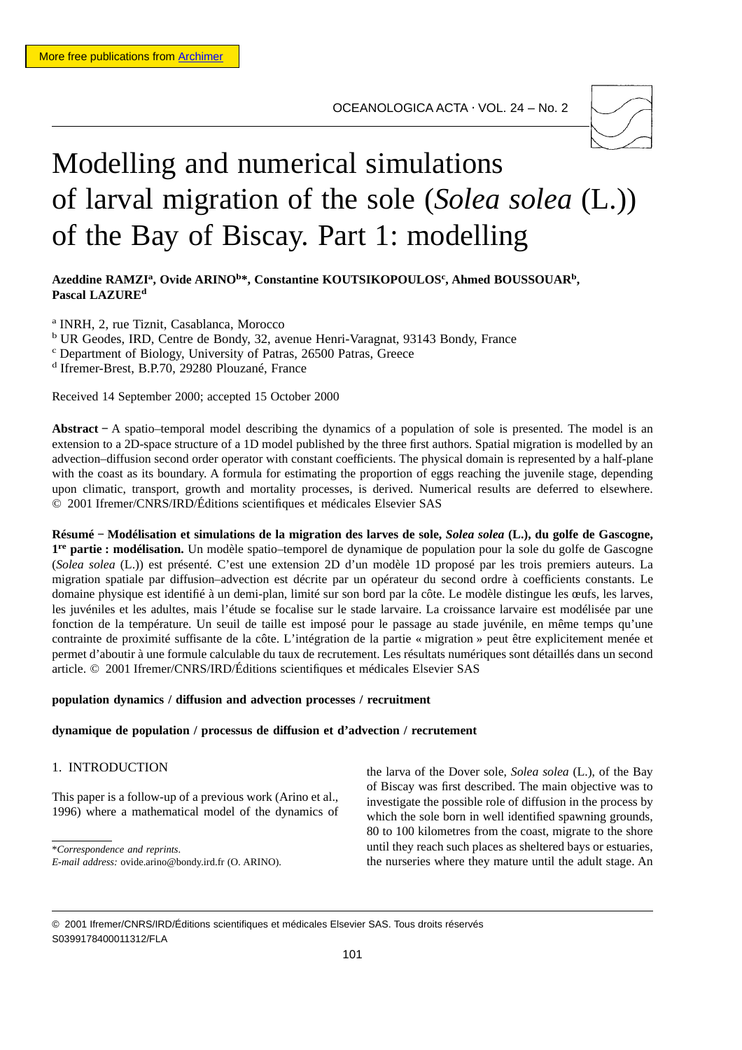# Modelling and numerical simulations of larval migration of the sole (*Solea solea* (L.)) of the Bay of Biscay. Part 1: modelling

**Azeddine RAMZI[a], Ovide ARINO[b]*, Constantine KOUTSIKOPOULOS[c], Ahmed BOUSSOUAR[b], Pascal LAZURE[d]**

[a] INRH, 2, rue Tiznit, Casablanca, Morocco
[b] UR Geodes, IRD, Centre de Bondy, 32, avenue Henri-Varagnat, 93143 Bondy, France
[c] Department of Biology, University of Patras, 26500 Patras, Greece
[d] Ifremer-Brest, B.P.70, 29280 Plouzané, France

Received 14 September 2000; accepted 15 October 2000

**Abstract** − A spatio–temporal model describing the dynamics of a population of sole is presented. The model is an extension to a 2D-space structure of a 1D model published by the three first authors. Spatial migration is modelled by an advection–diffusion second order operator with constant coefficients. The physical domain is represented by a half-plane with the coast as its boundary. A formula for estimating the proportion of eggs reaching the juvenile stage, depending upon climatic, transport, growth and mortality processes, is derived. Numerical results are deferred to elsewhere. © 2001 Ifremer/CNRS/IRD/Éditions scientifiques et médicales Elsevier SAS

**Résumé − Modélisation et simulations de la migration des larves de sole, *Solea solea* (L.), du golfe de Gascogne, 1re partie : modélisation.** Un modèle spatio–temporel de dynamique de population pour la sole du golfe de Gascogne (*Solea solea* (L.)) est présenté. C'est une extension 2D d'un modèle 1D proposé par les trois premiers auteurs. La migration spatiale par diffusion–advection est décrite par un opérateur du second ordre à coefficients constants. Le domaine physique est identifié à un demi-plan, limité sur son bord par la côte. Le modèle distingue les œufs, les larves, les juvéniles et les adultes, mais l'étude se focalise sur le stade larvaire. La croissance larvaire est modélisée par une fonction de la température. Un seuil de taille est imposé pour le passage au stade juvénile, en même temps qu'une contrainte de proximité suffisante de la côte. L'intégration de la partie « migration » peut être explicitement menée et permet d'aboutir à une formule calculable du taux de recrutement. Les résultats numériques sont détaillés dans un second article. © 2001 Ifremer/CNRS/IRD/Éditions scientifiques et médicales Elsevier SAS

**population dynamics / diffusion and advection processes / recruitment**

**dynamique de population / processus de diffusion et d'advection / recrutement**

## 1. INTRODUCTION

This paper is a follow-up of a previous work (Arino et al., 1996) where a mathematical model of the dynamics of the larva of the Dover sole, *Solea solea* (L.), of the Bay of Biscay was first described. The main objective was to investigate the possible role of diffusion in the process by which the sole born in well identified spawning grounds, 80 to 100 kilometres from the coast, migrate to the shore until they reach such places as sheltered bays or estuaries, the nurseries where they mature until the adult stage. An

*Correspondence and reprints.
*E-mail address:* ovide.arino@bondy.ird.fr (O. ARINO).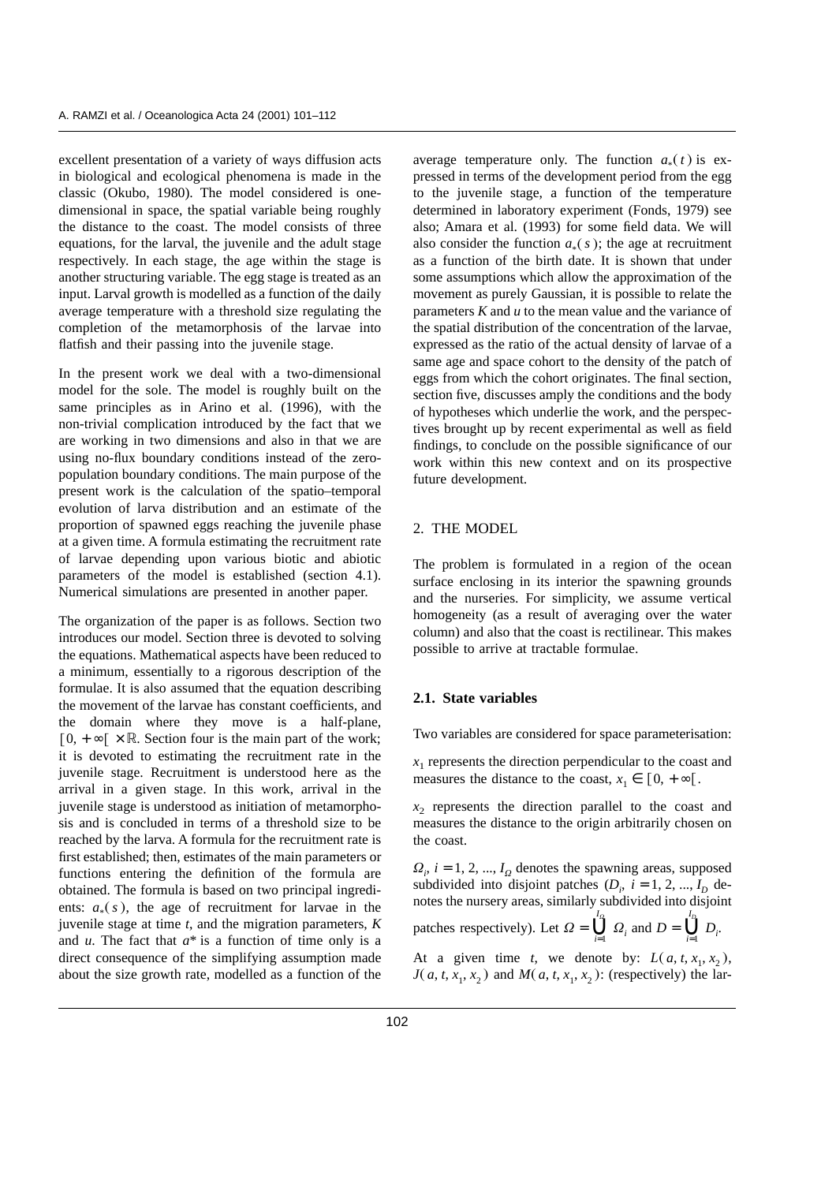excellent presentation of a variety of ways diffusion acts in biological and ecological phenomena is made in the classic (Okubo, 1980). The model considered is one-dimensional in space, the spatial variable being roughly the distance to the coast. The model consists of three equations, for the larval, the juvenile and the adult stage respectively. In each stage, the age within the stage is another structuring variable. The egg stage is treated as an input. Larval growth is modelled as a function of the daily average temperature with a threshold size regulating the completion of the metamorphosis of the larvae into flatfish and their passing into the juvenile stage.

In the present work we deal with a two-dimensional model for the sole. The model is roughly built on the same principles as in Arino et al. (1996), with the non-trivial complication introduced by the fact that we are working in two dimensions and also in that we are using no-flux boundary conditions instead of the zero-population boundary conditions. The main purpose of the present work is the calculation of the spatio–temporal evolution of larva distribution and an estimate of the proportion of spawned eggs reaching the juvenile phase at a given time. A formula estimating the recruitment rate of larvae depending upon various biotic and abiotic parameters of the model is established (section 4.1). Numerical simulations are presented in another paper.

The organization of the paper is as follows. Section two introduces our model. Section three is devoted to solving the equations. Mathematical aspects have been reduced to a minimum, essentially to a rigorous description of the formulae. It is also assumed that the equation describing the movement of the larvae has constant coefficients, and the domain where they move is a half-plane, $[0, +\infty[ \times \mathbb{R}$. Section four is the main part of the work; it is devoted to estimating the recruitment rate in the juvenile stage. Recruitment is understood here as the arrival in a given stage. In this work, arrival in the juvenile stage is understood as initiation of metamorphosis and is concluded in terms of a threshold size to be reached by the larva. A formula for the recruitment rate is first established; then, estimates of the main parameters or functions entering the definition of the formula are obtained. The formula is based on two principal ingredients: $a_*(s)$, the age of recruitment for larvae in the juvenile stage at time $t$, and the migration parameters, $K$ and $u$. The fact that $a^*$ is a function of time only is a direct consequence of the simplifying assumption made about the size growth rate, modelled as a function of the average temperature only. The function $a_*(t)$ is expressed in terms of the development period from the egg to the juvenile stage, a function of the temperature determined in laboratory experiment (Fonds, 1979) see also; Amara et al. (1993) for some field data. We will also consider the function $a_*(s)$; the age at recruitment as a function of the birth date. It is shown that under some assumptions which allow the approximation of the movement as purely Gaussian, it is possible to relate the parameters $K$ and $u$ to the mean value and the variance of the spatial distribution of the concentration of the larvae, expressed as the ratio of the actual density of larvae of a same age and space cohort to the density of the patch of eggs from which the cohort originates. The final section, section five, discusses amply the conditions and the body of hypotheses which underlie the work, and the perspectives brought up by recent experimental as well as field findings, to conclude on the possible significance of our work within this new context and on its prospective future development.

## 2. THE MODEL

The problem is formulated in a region of the ocean surface enclosing in its interior the spawning grounds and the nurseries. For simplicity, we assume vertical homogeneity (as a result of averaging over the water column) and also that the coast is rectilinear. This makes possible to arrive at tractable formulae.

### 2.1. State variables

Two variables are considered for space parameterisation:

$x_1$ represents the direction perpendicular to the coast and measures the distance to the coast, $x_1 \in [0, +\infty[$.

$x_2$ represents the direction parallel to the coast and measures the distance to the origin arbitrarily chosen on the coast.

$\Omega_i$, $i = 1, 2, ..., I_\Omega$ denotes the spawning areas, supposed subdivided into disjoint patches ($D_i$, $i = 1, 2, ..., I_D$ denotes the nursery areas, similarly subdivided into disjoint patches respectively). Let $\Omega = \bigcup_{i=1}^{I_\Omega} \Omega_i$ and $D = \bigcup_{i=1}^{I_D} D_i$.

At a given time $t$, we denote by: $L(a, t, x_1, x_2)$, $J(a, t, x_1, x_2)$ and $M(a, t, x_1, x_2)$: (respectively) the lar-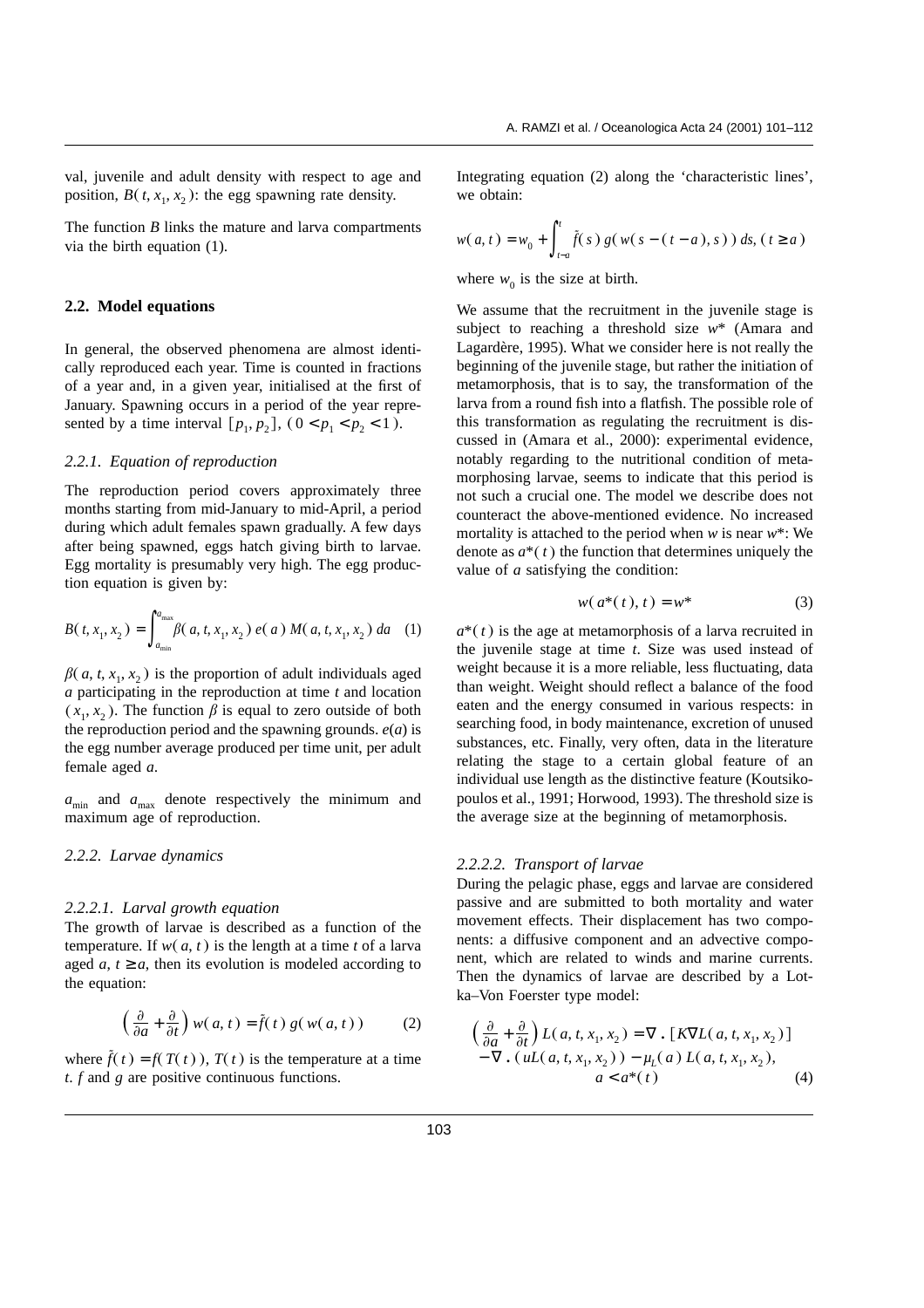val, juvenile and adult density with respect to age and position, $B(t, x_1, x_2)$: the egg spawning rate density.

The function $B$ links the mature and larva compartments via the birth equation (1).

### 2.2. Model equations

In general, the observed phenomena are almost identically reproduced each year. Time is counted in fractions of a year and, in a given year, initialised at the first of January. Spawning occurs in a period of the year represented by a time interval $[p_1, p_2]$, $(0 < p_1 < p_2 < 1)$.

#### 2.2.1. *Equation of reproduction*

The reproduction period covers approximately three months starting from mid-January to mid-April, a period during which adult females spawn gradually. A few days after being spawned, eggs hatch giving birth to larvae. Egg mortality is presumably very high. The egg production equation is given by:

$$B(t, x_1, x_2) = \int_{a_{\min}}^{a_{\max}} \beta(a, t, x_1, x_2)\, e(a)\, M(a, t, x_1, x_2)\, da \quad (1)$$

$\beta(a, t, x_1, x_2)$ is the proportion of adult individuals aged $a$ participating in the reproduction at time $t$ and location $(x_1, x_2)$. The function $\beta$ is equal to zero outside of both the reproduction period and the spawning grounds. $e(a)$ is the egg number average produced per time unit, per adult female aged $a$.

$a_{\min}$ and $a_{\max}$ denote respectively the minimum and maximum age of reproduction.

#### 2.2.2. *Larvae dynamics*

##### 2.2.2.1. *Larval growth equation*

The growth of larvae is described as a function of the temperature. If $w(a, t)$ is the length at a time $t$ of a larva aged $a$, $t \geq a$, then its evolution is modeled according to the equation:

$$\left(\frac{\partial}{\partial a} + \frac{\partial}{\partial t}\right) w(a, t) = \tilde{f}(t)\, g(w(a, t)) \quad (2)$$

where $\tilde{f}(t) = f(T(t))$, $T(t)$ is the temperature at a time $t$. $f$ and $g$ are positive continuous functions.

Integrating equation (2) along the 'characteristic lines', we obtain:

$$w(a, t) = w_0 + \int_{t-a}^{t} \tilde{f}(s)\, g(w(s - (t - a), s))\, ds, \; (t \geq a)$$

where $w_0$ is the size at birth.

We assume that the recruitment in the juvenile stage is subject to reaching a threshold size $w^*$ (Amara and Lagardère, 1995). What we consider here is not really the beginning of the juvenile stage, but rather the initiation of metamorphosis, that is to say, the transformation of the larva from a round fish into a flatfish. The possible role of this transformation as regulating the recruitment is discussed in (Amara et al., 2000): experimental evidence, notably regarding to the nutritional condition of metamorphosing larvae, seems to indicate that this period is not such a crucial one. The model we describe does not counteract the above-mentioned evidence. No increased mortality is attached to the period when $w$ is near $w^*$: We denote as $a^*(t)$ the function that determines uniquely the value of $a$ satisfying the condition:

$$w(a^*(t), t) = w^* \quad (3)$$

$a^*(t)$ is the age at metamorphosis of a larva recruited in the juvenile stage at time $t$. Size was used instead of weight because it is a more reliable, less fluctuating, data than weight. Weight should reflect a balance of the food eaten and the energy consumed in various respects: in searching food, in body maintenance, excretion of unused substances, etc. Finally, very often, data in the literature relating the stage to a certain global feature of an individual use length as the distinctive feature (Koutsikopoulos et al., 1991; Horwood, 1993). The threshold size is the average size at the beginning of metamorphosis.

##### 2.2.2.2. *Transport of larvae*

During the pelagic phase, eggs and larvae are considered passive and are submitted to both mortality and water movement effects. Their displacement has two components: a diffusive component and an advective component, which are related to winds and marine currents. Then the dynamics of larvae are described by a Lotka–Von Foerster type model:

$$\begin{aligned}
\left(\frac{\partial}{\partial a} + \frac{\partial}{\partial t}\right) L(a, t, x_1, x_2) &= \nabla \cdot [K \nabla L(a, t, x_1, x_2)] \\
&- \nabla \cdot (u L(a, t, x_1, x_2)) - \mu_L(a)\, L(a, t, x_1, x_2), \\
&\quad a < a^*(t)
\end{aligned} \quad (4)$$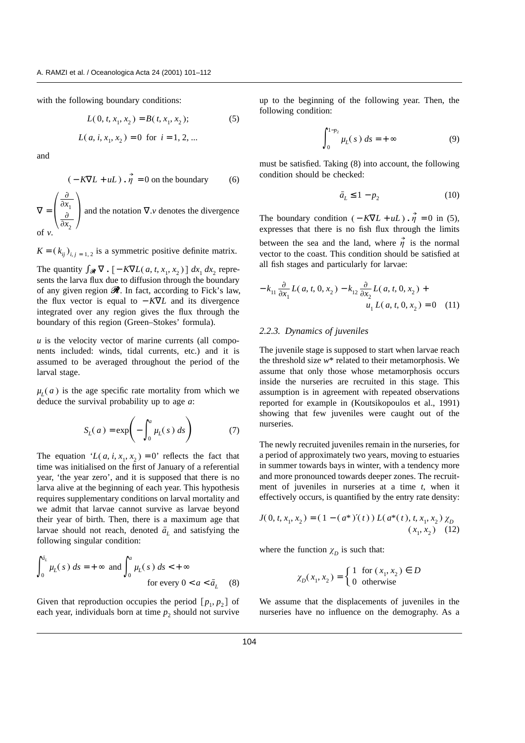with the following boundary conditions:

$$L(0, t, x_1, x_2) = B(t, x_1, x_2); \tag{5}$$

$$L(a, i, x_1, x_2) = 0 \text{ for } i = 1, 2, ...$$

and

$$(-K\nabla L + uL) \cdot \vec{\eta} = 0 \text{ on the boundary} \tag{6}$$

$\nabla = \begin{pmatrix} \frac{\partial}{\partial x_1} \\ \frac{\partial}{\partial x_2} \end{pmatrix}$ and the notation $\nabla . v$ denotes the divergence of $v$.

$K = (k_{ij})_{i,j=1,2}$ is a symmetric positive definite matrix.

The quantity $\int_{\mathcal{R}} \nabla . [-K\nabla L(a, t, x_1, x_2)] \, dx_1 \, dx_2$ represents the larva flux due to diffusion through the boundary of any given region $\mathcal{R}$. In fact, according to Fick's law, the flux vector is equal to $-K\nabla L$ and its divergence integrated over any region gives the flux through the boundary of this region (Green–Stokes' formula).

$u$ is the velocity vector of marine currents (all components included: winds, tidal currents, etc.) and it is assumed to be averaged throughout the period of the larval stage.

$\mu_L(a)$ is the age specific rate mortality from which we deduce the survival probability up to age $a$:

$$S_L(a) = \exp\left(-\int_0^a \mu_L(s) \, ds\right) \tag{7}$$

The equation '$L(a, i, x_1, x_2) = 0$' reflects the fact that time was initialised on the first of January of a referential year, 'the year zero', and it is supposed that there is no larva alive at the beginning of each year. This hypothesis requires supplementary conditions on larval mortality and we admit that larvae cannot survive as larvae beyond their year of birth. Then, there is a maximum age that larvae should not reach, denoted $\bar{a}_L$ and satisfying the following singular condition:

$$\int_0^{\bar{a}_L} \mu_L(s) \, ds = +\infty \text{ and } \int_0^a \mu_L(s) \, ds < +\infty \quad \text{for every } 0 < a < \bar{a}_L \tag{8}$$

Given that reproduction occupies the period $[p_1, p_2]$ of each year, individuals born at time $p_2$ should not survive up to the beginning of the following year. Then, the following condition:

$$\int_0^{1-p_2} \mu_L(s) \, ds = +\infty \tag{9}$$

must be satisfied. Taking (8) into account, the following condition should be checked:

$$\bar{a}_L \le 1 - p_2 \tag{10}$$

The boundary condition $(-K\nabla L + uL) \cdot \vec{\eta} = 0$ in (5), expresses that there is no fish flux through the limits between the sea and the land, where $\vec{\eta}$ is the normal vector to the coast. This condition should be satisfied at all fish stages and particularly for larvae:

$$-k_{11} \frac{\partial}{\partial x_1} L(a, t, 0, x_2) - k_{12} \frac{\partial}{\partial x_2} L(a, t, 0, x_2) + u_1 L(a, t, 0, x_2) = 0 \tag{11}$$

### 2.2.3. Dynamics of juveniles

The juvenile stage is supposed to start when larvae reach the threshold size $w^*$ related to their metamorphosis. We assume that only those whose metamorphosis occurs inside the nurseries are recruited in this stage. This assumption is in agreement with repeated observations reported for example in (Koutsikopoulos et al., 1991) showing that few juveniles were caught out of the nurseries.

The newly recruited juveniles remain in the nurseries, for a period of approximately two years, moving to estuaries in summer towards bays in winter, with a tendency more and more pronounced towards deeper zones. The recruitment of juveniles in nurseries at a time $t$, when it effectively occurs, is quantified by the entry rate density:

$$J(0, t, x_1, x_2) = (1 - (a^*)'(t)) \, L(a^*(t), t, x_1, x_2) \, \chi_D(x_1, x_2) \tag{12}$$

where the function $\chi_D$ is such that:

$$\chi_D(x_1, x_2) = \begin{cases} 1 & \text{for } (x_1, x_2) \in D \\ 0 & \text{otherwise} \end{cases}$$

We assume that the displacements of juveniles in the nurseries have no influence on the demography. As a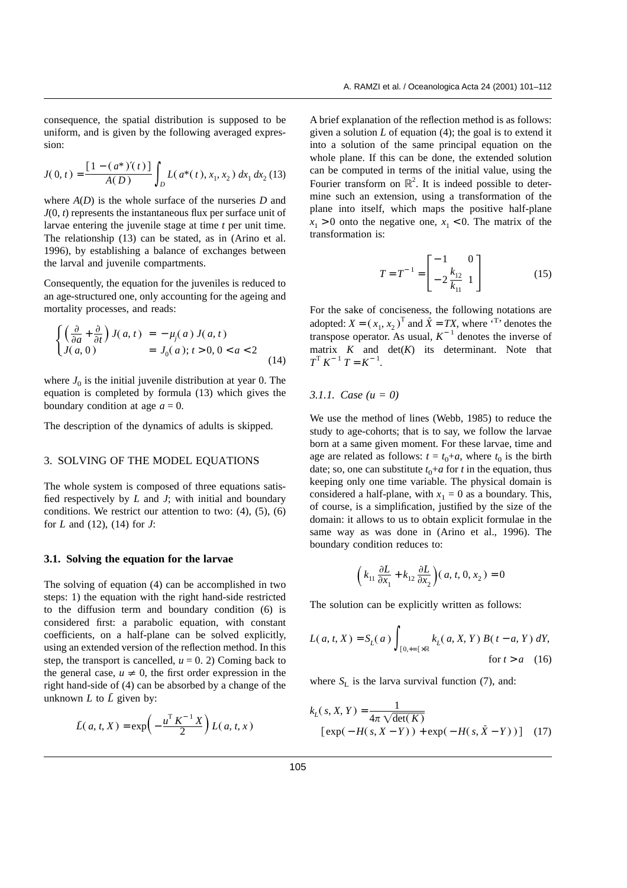consequence, the spatial distribution is supposed to be uniform, and is given by the following averaged expression:

$$J(0, t) = \frac{[1 - (a^*)'(t)]}{A(D)} \int_D L(a^*(t), x_1, x_2)\, dx_1\, dx_2 \quad (13)$$

where $A(D)$ is the whole surface of the nurseries $D$ and $J(0, t)$ represents the instantaneous flux per surface unit of larvae entering the juvenile stage at time $t$ per unit time. The relationship (13) can be stated, as in (Arino et al. 1996), by establishing a balance of exchanges between the larval and juvenile compartments.

Consequently, the equation for the juveniles is reduced to an age-structured one, only accounting for the ageing and mortality processes, and reads:

$$\begin{cases} \left(\frac{\partial}{\partial a} + \frac{\partial}{\partial t}\right) J(a, t) & = -\mu_j(a)\, J(a, t) \\ J(a, 0) & = J_0(a);\, t > 0,\, 0 < a < 2 \end{cases} \quad (14)$$

where $J_0$ is the initial juvenile distribution at year 0. The equation is completed by formula (13) which gives the boundary condition at age $a = 0$.

The description of the dynamics of adults is skipped.

## 3. SOLVING OF THE MODEL EQUATIONS

The whole system is composed of three equations satisfied respectively by $L$ and $J$; with initial and boundary conditions. We restrict our attention to two: (4), (5), (6) for $L$ and (12), (14) for $J$:

### 3.1. Solving the equation for the larvae

The solving of equation (4) can be accomplished in two steps: 1) the equation with the right hand-side restricted to the diffusion term and boundary condition (6) is considered first: a parabolic equation, with constant coefficients, on a half-plane can be solved explicitly, using an extended version of the reflection method. In this step, the transport is cancelled, $u = 0$. 2) Coming back to the general case, $u \neq 0$, the first order expression in the right hand-side of (4) can be absorbed by a change of the unknown $L$ to $\bar{L}$ given by:

$$\bar{L}(a, t, X) = \exp\left(-\frac{u^{\mathrm{T}} K^{-1} X}{2}\right) L(a, t, x)$$

A brief explanation of the reflection method is as follows: given a solution $L$ of equation (4); the goal is to extend it into a solution of the same principal equation on the whole plane. If this can be done, the extended solution can be computed in terms of the initial value, using the Fourier transform on $\mathbb{R}^2$. It is indeed possible to determine such an extension, using a transformation of the plane into itself, which maps the positive half-plane $x_1 > 0$ onto the negative one, $x_1 < 0$. The matrix of the transformation is:

$$T = T^{-1} = \begin{bmatrix} -1 & 0 \\ -2\frac{k_{12}}{k_{11}} & 1 \end{bmatrix} \quad (15)$$

For the sake of conciseness, the following notations are adopted: $X = (x_1, x_2)^{\mathrm{T}}$ and $\tilde{X} = TX$, where 'T' denotes the transpose operator. As usual, $K^{-1}$ denotes the inverse of matrix $K$ and $\det(K)$ its determinant. Note that $T^{\mathrm{T}} K^{-1} T = K^{-1}$.

#### 3.1.1. *Case (u = 0)*

We use the method of lines (Webb, 1985) to reduce the study to age-cohorts; that is to say, we follow the larvae born at a same given moment. For these larvae, time and age are related as follows: $t = t_0 + a$, where $t_0$ is the birth date; so, one can substitute $t_0 + a$ for $t$ in the equation, thus keeping only one time variable. The physical domain is considered a half-plane, with $x_1 = 0$ as a boundary. This, of course, is a simplification, justified by the size of the domain: it allows to us to obtain explicit formulae in the same way as was done in (Arino et al., 1996). The boundary condition reduces to:

$$\left(k_{11}\frac{\partial L}{\partial x_1} + k_{12}\frac{\partial L}{\partial x_2}\right)(a, t, 0, x_2) = 0$$

The solution can be explicitly written as follows:

$$L(a, t, X) = S_L(a) \int_{[0, +\infty[ \times \mathbb{R}} k_L(a, X, Y)\, B(t - a, Y)\, dY, \quad \text{for } t > a \quad (16)$$

where $S_L$ is the larva survival function (7), and:

$$k_L(s, X, Y) = \frac{1}{4\pi\sqrt{\det(K)}} \left[\exp(-H(s, X - Y)) + \exp(-H(s, \tilde{X} - Y))\right] \quad (17)$$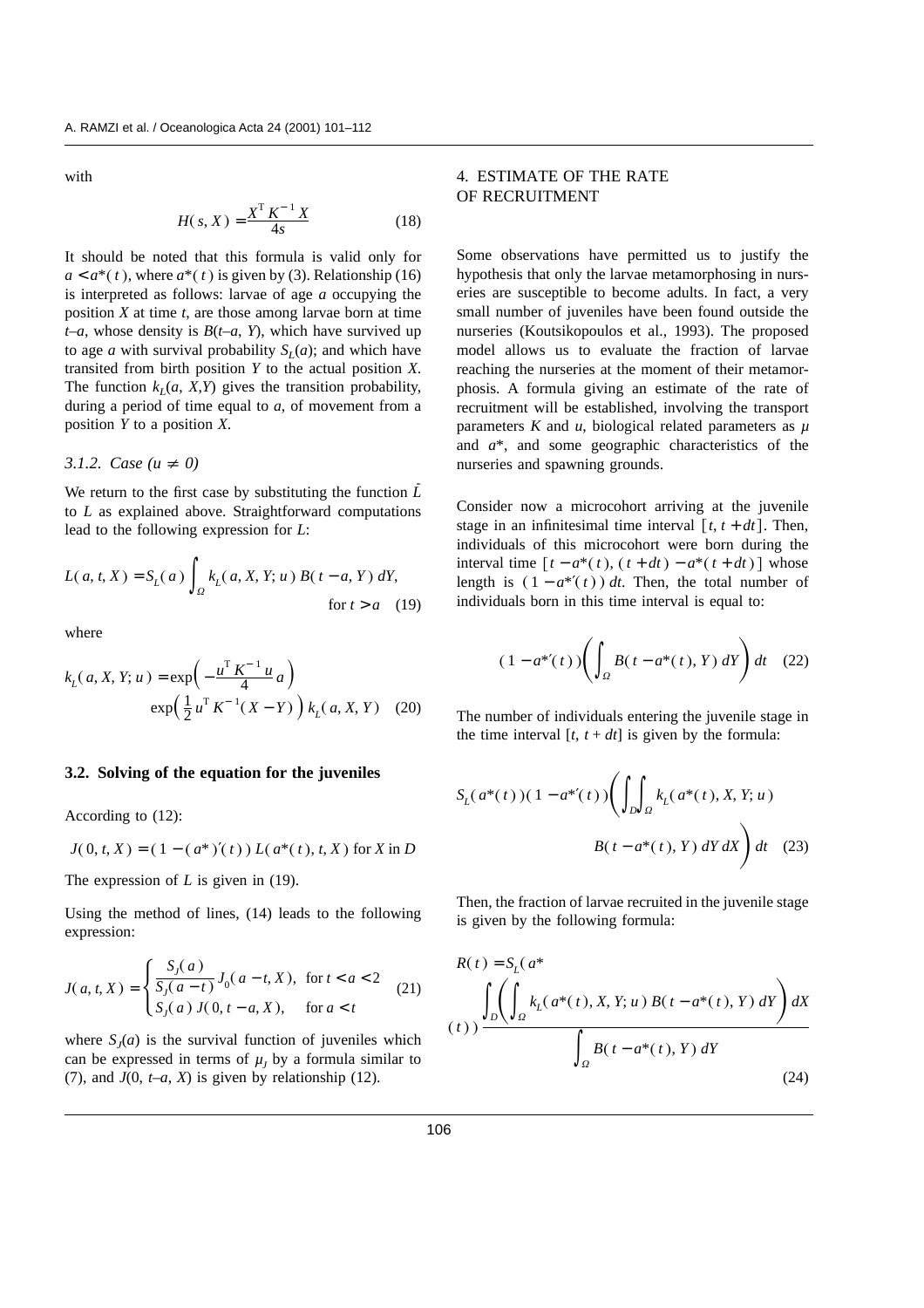with

$$H(s, X) = \frac{X^{\mathrm{T}} K^{-1} X}{4s} \tag{18}$$

It should be noted that this formula is valid only for $a < a^*(t)$, where $a^*(t)$ is given by (3). Relationship (16) is interpreted as follows: larvae of age $a$ occupying the position $X$ at time $t$, are those among larvae born at time $t$–$a$, whose density is $B(t$–$a, Y)$, which have survived up to age $a$ with survival probability $S_L(a)$; and which have transited from birth position $Y$ to the actual position $X$. The function $k_L(a, X, Y)$ gives the transition probability, during a period of time equal to $a$, of movement from a position $Y$ to a position $X$.

### 3.1.2. Case ($u \neq 0$)

We return to the first case by substituting the function $\tilde{L}$ to $L$ as explained above. Straightforward computations lead to the following expression for $L$:

$$L(a, t, X) = S_L(a) \int_{\Omega} k_L(a, X, Y; u)\, B(t - a, Y)\, dY, \quad \text{for } t > a \tag{19}$$

where

$$k_L(a, X, Y; u) = \exp\left(-\frac{u^{\mathrm{T}} K^{-1} u}{4} a\right) \exp\left(\frac{1}{2} u^{\mathrm{T}} K^{-1} (X - Y)\right) k_L(a, X, Y) \tag{20}$$

## 3.2. Solving of the equation for the juveniles

According to (12):

$$J(0, t, X) = (1 - (a^*)'(t))\, L(a^*(t), t, X) \text{ for } X \text{ in } D$$

The expression of $L$ is given in (19).

Using the method of lines, (14) leads to the following expression:

$$J(a, t, X) = \begin{cases} \dfrac{S_J(a)}{S_J(a - t)} J_0(a - t, X), & \text{for } t < a < 2 \\ S_J(a)\, J(0, t - a, X), & \text{for } a < t \end{cases} \tag{21}$$

where $S_J(a)$ is the survival function of juveniles which can be expressed in terms of $\mu_J$ by a formula similar to (7), and $J(0, t$–$a, X)$ is given by relationship (12).

# 4. ESTIMATE OF THE RATE OF RECRUITMENT

Some observations have permitted us to justify the hypothesis that only the larvae metamorphosing in nurseries are susceptible to become adults. In fact, a very small number of juveniles have been found outside the nurseries (Koutsikopoulos et al., 1993). The proposed model allows us to evaluate the fraction of larvae reaching the nurseries at the moment of their metamorphosis. A formula giving an estimate of the rate of recruitment will be established, involving the transport parameters $K$ and $u$, biological related parameters as $\mu$ and $a^*$, and some geographic characteristics of the nurseries and spawning grounds.

Consider now a microcohort arriving at the juvenile stage in an infinitesimal time interval $[t, t + dt]$. Then, individuals of this microcohort were born during the interval time $[t - a^*(t), (t + dt) - a^*(t + dt)]$ whose length is $(1 - a^{*\prime}(t))\, dt$. Then, the total number of individuals born in this time interval is equal to:

$$(1 - a^{*\prime}(t)) \left( \int_{\Omega} B(t - a^*(t), Y)\, dY \right) dt \tag{22}$$

The number of individuals entering the juvenile stage in the time interval $[t, t + dt]$ is given by the formula:

$$S_L(a^*(t))(1 - a^{*\prime}(t)) \left( \int_D \int_{\Omega} k_L(a^*(t), X, Y; u)\, B(t - a^*(t), Y)\, dY\, dX \right) dt \tag{23}$$

Then, the fraction of larvae recruited in the juvenile stage is given by the following formula:

$$R(t) = S_L(a^*(t)) \frac{\displaystyle\int_D \left( \int_{\Omega} k_L(a^*(t), X, Y; u)\, B(t - a^*(t), Y)\, dY \right) dX}{\displaystyle\int_{\Omega} B(t - a^*(t), Y)\, dY} \tag{24}$$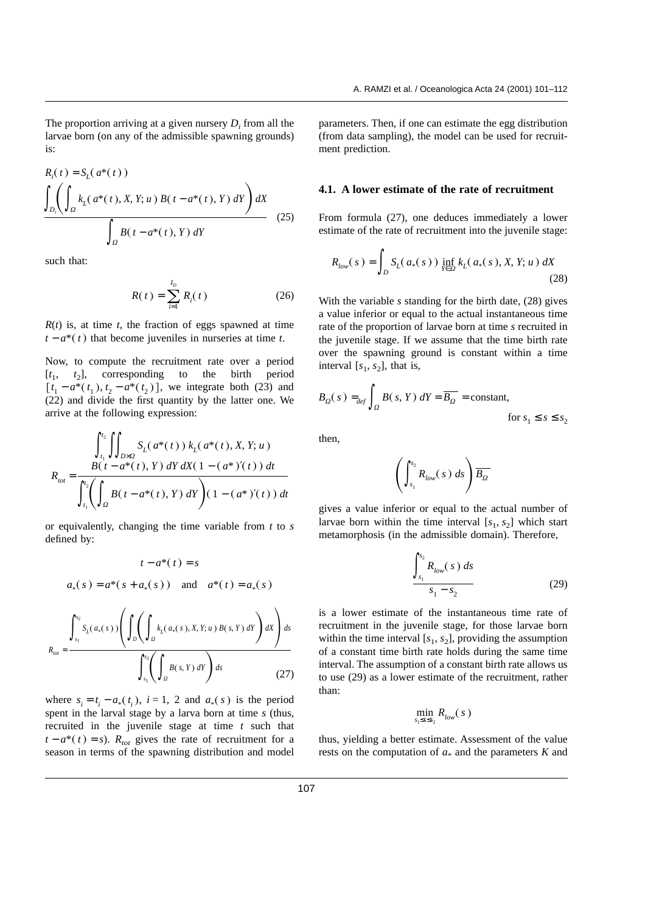The proportion arriving at a given nursery $D_i$ from all the larvae born (on any of the admissible spawning grounds) is:

$$R_i(t) = S_L(a^*(t)) \frac{\int_{D_i}\left(\int_{\Omega} k_L(a^*(t), X, Y; u)\, B(t - a^*(t), Y)\, dY\right) dX}{\int_{\Omega} B(t - a^*(t), Y)\, dY} \quad (25)$$

such that:

$$R(t) = \sum_{i=1}^{I_D} R_i(t) \quad (26)$$

$R(t)$ is, at time $t$, the fraction of eggs spawned at time $t - a^*(t)$ that become juveniles in nurseries at time $t$.

Now, to compute the recruitment rate over a period $[t_1, t_2]$, corresponding to the birth period $[t_1 - a^*(t_1), t_2 - a^*(t_2)]$, we integrate both (23) and (22) and divide the first quantity by the latter one. We arrive at the following expression:

$$R_{tot} = \frac{\int_{t_1}^{t_2} \iint_{D \times \Omega} S_L(a^*(t))\, k_L(a^*(t), X, Y; u)\, B(t - a^*(t), Y)\, dY\, dX (1 - (a^*)'(t))\, dt}{\int_{t_1}^{t_2} \left(\int_{\Omega} B(t - a^*(t), Y)\, dY\right)(1 - (a^*)'(t))\, dt}$$

or equivalently, changing the time variable from $t$ to $s$ defined by:

$$t - a^*(t) = s$$

$$a_*(s) = a^*(s + a_*(s)) \quad \text{and} \quad a^*(t) = a_*(s)$$

$$R_{tot} = \frac{\int_{s_1}^{s_2} S_L(a_*(s)) \left(\int_D \left(\int_{\Omega} k_L(a_*(s), X, Y; u)\, B(s, Y)\, dY\right) dX\right) ds}{\int_{s_1}^{s_2} \left(\int_{\Omega} B(s, Y)\, dY\right) ds} \quad (27)$$

where $s_i = t_i - a_*(t_i)$, $i = 1, 2$ and $a_*(s)$ is the period spent in the larval stage by a larva born at time $s$ (thus, recruited in the juvenile stage at time $t$ such that $t - a^*(t) = s$). $R_{tot}$ gives the rate of recruitment for a season in terms of the spawning distribution and model parameters. Then, if one can estimate the egg distribution (from data sampling), the model can be used for recruitment prediction.

### 4.1. A lower estimate of the rate of recruitment

From formula (27), one deduces immediately a lower estimate of the rate of recruitment into the juvenile stage:

$$R_{low}(s) = \int_D S_L(a_*(s)) \inf_{Y \in \Omega} k_L(a_*(s), X, Y; u)\, dX \quad (28)$$

With the variable $s$ standing for the birth date, (28) gives a value inferior or equal to the actual instantaneous time rate of the proportion of larvae born at time $s$ recruited in the juvenile stage. If we assume that the time birth rate over the spawning ground is constant within a time interval $[s_1, s_2]$, that is,

$$B_{\Omega}(s) =_{def} \int_{\Omega} B(s, Y)\, dY = \overline{B_{\Omega}} = \text{constant}, \quad \text{for } s_1 \le s \le s_2$$

then,

$$\left(\int_{s_1}^{s_2} R_{low}(s)\, ds\right) \overline{B_{\Omega}}$$

gives a value inferior or equal to the actual number of larvae born within the time interval $[s_1, s_2]$ which start metamorphosis (in the admissible domain). Therefore,

$$\frac{\int_{s_1}^{s_2} R_{low}(s)\, ds}{s_1 - s_2} \quad (29)$$

is a lower estimate of the instantaneous time rate of recruitment in the juvenile stage, for those larvae born within the time interval $[s_1, s_2]$, providing the assumption of a constant time birth rate holds during the same time interval. The assumption of a constant birth rate allows us to use (29) as a lower estimate of the recruitment, rather than:

$$\min_{s_1 \le s \le s_2} R_{low}(s)$$

thus, yielding a better estimate. Assessment of the value rests on the computation of $a_*$ and the parameters $K$ and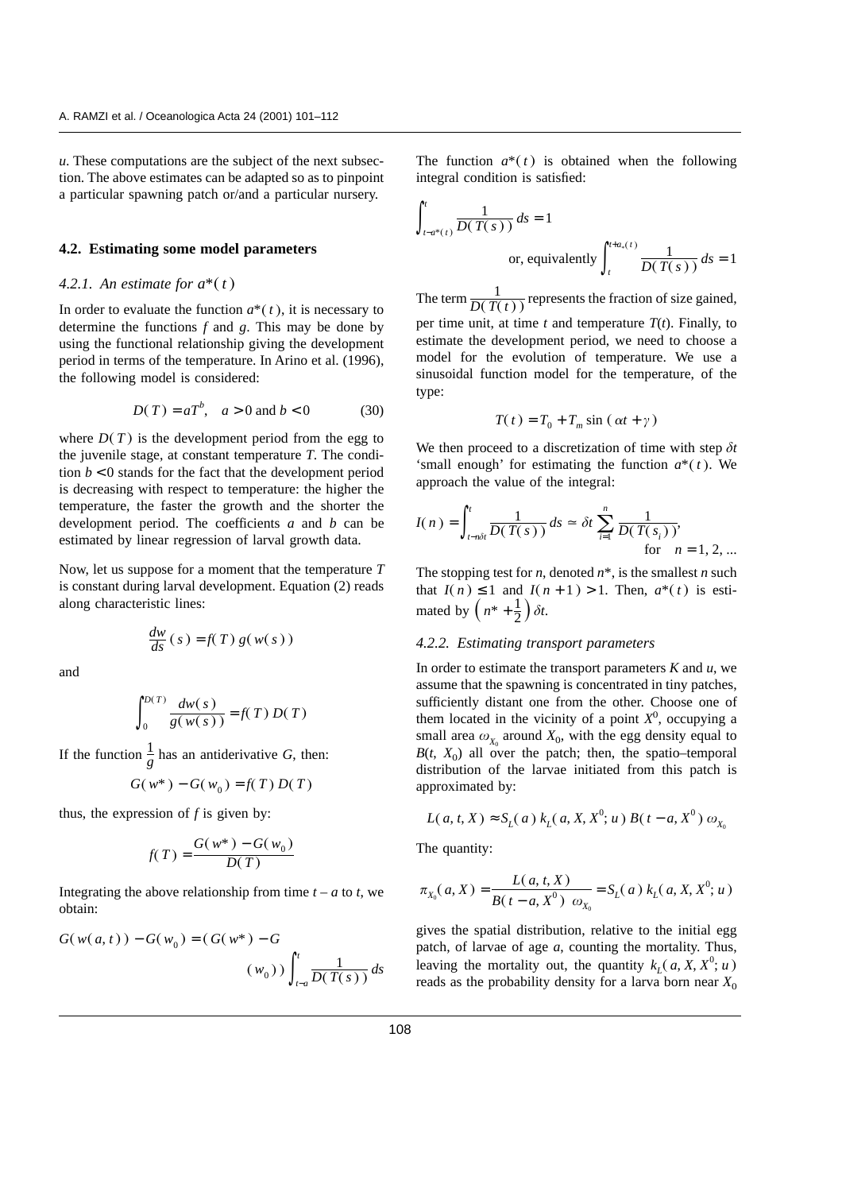*u*. These computations are the subject of the next subsection. The above estimates can be adapted so as to pinpoint a particular spawning patch or/and a particular nursery.

### 4.2. Estimating some model parameters

#### 4.2.1. An estimate for $a^*(t)$

In order to evaluate the function $a^*(t)$, it is necessary to determine the functions $f$ and $g$. This may be done by using the functional relationship giving the development period in terms of the temperature. In Arino et al. (1996), the following model is considered:

$$D(T) = aT^b, \quad a > 0 \text{ and } b < 0 \tag{30}$$

where $D(T)$ is the development period from the egg to the juvenile stage, at constant temperature $T$. The condition $b < 0$ stands for the fact that the development period is decreasing with respect to temperature: the higher the temperature, the faster the growth and the shorter the development period. The coefficients $a$ and $b$ can be estimated by linear regression of larval growth data.

Now, let us suppose for a moment that the temperature $T$ is constant during larval development. Equation (2) reads along characteristic lines:

$$\frac{dw}{ds}(s) = f(T)\, g(w(s))$$

and

$$\int_0^{D(T)} \frac{dw(s)}{g(w(s))} = f(T)\, D(T)$$

If the function $\frac{1}{g}$ has an antiderivative $G$, then:

$$G(w^*) - G(w_0) = f(T)\, D(T)$$

thus, the expression of $f$ is given by:

$$f(T) = \frac{G(w^*) - G(w_0)}{D(T)}$$

Integrating the above relationship from time $t - a$ to $t$, we obtain:

$$G(w(a,t)) - G(w_0) = (G(w^*) - G(w_0)) \int_{t-a}^{t} \frac{1}{D(T(s))}\, ds$$

The function $a^*(t)$ is obtained when the following integral condition is satisfied:

$$\int_{t-a^*(t)}^{t} \frac{1}{D(T(s))}\, ds = 1 \quad \text{or, equivalently} \quad \int_{t}^{t+a_*(t)} \frac{1}{D(T(s))}\, ds = 1$$

The term $\frac{1}{D(T(t))}$ represents the fraction of size gained, per time unit, at time $t$ and temperature $T(t)$. Finally, to estimate the development period, we need to choose a model for the evolution of temperature. We use a sinusoidal function model for the temperature, of the type:

$$T(t) = T_0 + T_m \sin(\alpha t + \gamma)$$

We then proceed to a discretization of time with step $\delta t$ 'small enough' for estimating the function $a^*(t)$. We approach the value of the integral:

$$I(n) = \int_{t-n\delta t}^{t} \frac{1}{D(T(s))}\, ds \simeq \delta t \sum_{i=1}^{n} \frac{1}{D(T(s_i))}, \quad \text{for} \quad n = 1, 2, \ldots$$

The stopping test for $n$, denoted $n^*$, is the smallest $n$ such that $I(n) \le 1$ and $I(n+1) > 1$. Then, $a^*(t)$ is estimated by $\left(n^* + \frac{1}{2}\right)\delta t$.

#### 4.2.2. Estimating transport parameters

In order to estimate the transport parameters $K$ and $u$, we assume that the spawning is concentrated in tiny patches, sufficiently distant one from the other. Choose one of them located in the vicinity of a point $X^0$, occupying a small area $\omega_{X_0}$ around $X_0$, with the egg density equal to $B(t, X_0)$ all over the patch; then, the spatio–temporal distribution of the larvae initiated from this patch is approximated by:

$$L(a, t, X) \approx S_L(a)\, k_L(a, X, X^0; u)\, B(t-a, X^0)\, \omega_{X_0}$$

The quantity:

$$\pi_{X_0}(a, X) = \frac{L(a, t, X)}{B(t-a, X^0)\ \omega_{X_0}} = S_L(a)\, k_L(a, X, X^0; u)$$

gives the spatial distribution, relative to the initial egg patch, of larvae of age $a$, counting the mortality. Thus, leaving the mortality out, the quantity $k_L(a, X, X^0; u)$ reads as the probability density for a larva born near $X_0$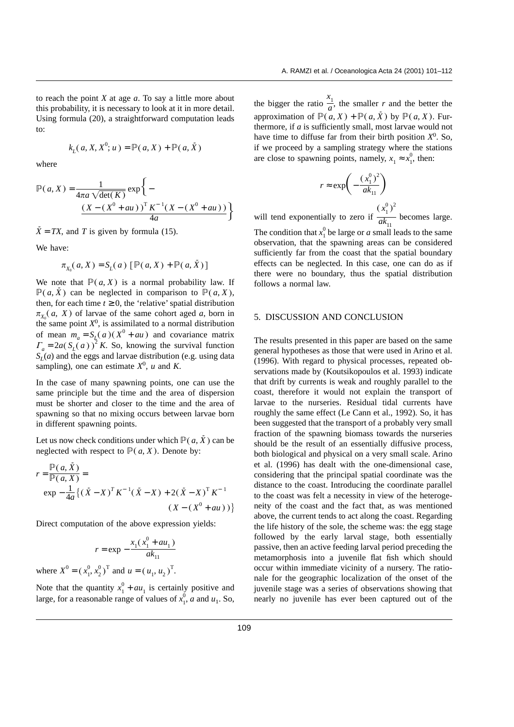to reach the point $X$ at age $a$. To say a little more about this probability, it is necessary to look at it in more detail. Using formula (20), a straightforward computation leads to:

$$k_L(a, X, X^0; u) = \mathbb{P}(a, X) + \mathbb{P}(a, \tilde{X})$$

where

$$\mathbb{P}(a, X) = \frac{1}{4\pi a \sqrt{\det(K)}} \exp\left\{ - \frac{(X - (X^0 + au))^{\mathrm{T}} K^{-1} (X - (X^0 + au))}{4a} \right\}$$

$\tilde{X} = TX$, and $T$ is given by formula (15).

We have:

$$\pi_{X_0}(a, X) = S_L(a)\,[\mathbb{P}(a, X) + \mathbb{P}(a, \tilde{X})]$$

We note that $\mathbb{P}(a, X)$ is a normal probability law. If $\mathbb{P}(a, \tilde{X})$ can be neglected in comparison to $\mathbb{P}(a, X)$, then, for each time $t \geq 0$, the 'relative' spatial distribution $\pi_{X_0}(a, X)$ of larvae of the same cohort aged $a$, born in the same point $X^0$, is assimilated to a normal distribution of mean $m_a = S_L(a)(X^0 + au)$ and covariance matrix $\Gamma_a = 2a(S_L(a))^2 K$. So, knowing the survival function $S_L(a)$ and the eggs and larvae distribution (e.g. using data sampling), one can estimate $X^0$, $u$ and $K$.

In the case of many spawning points, one can use the same principle but the time and the area of dispersion must be shorter and closer to the time and the area of spawning so that no mixing occurs between larvae born in different spawning points.

Let us now check conditions under which $\mathbb{P}(a, \tilde{X})$ can be neglected with respect to $\mathbb{P}(a, X)$. Denote by:

$$r = \frac{\mathbb{P}(a, \tilde{X})}{\mathbb{P}(a, X)} = \exp -\frac{1}{4a}\left\{ (\tilde{X} - X)^T K^{-1} (\tilde{X} - X) + 2(\tilde{X} - X)^{\mathrm{T}} K^{-1} (X - (X^0 + au)) \right\}$$

Direct computation of the above expression yields:

$$r = \exp -\frac{x_1(x_1^0 + au_1)}{ak_{11}}$$

where $X^0 = (x_1^0, x_2^0)^{\mathrm{T}}$ and $u = (u_1, u_2)^{\mathrm{T}}$.

Note that the quantity $x_1^0 + au_1$ is certainly positive and large, for a reasonable range of values of $x_1^0$, $a$ and $u_1$. So, the bigger the ratio $\frac{x_1}{a}$, the smaller $r$ and the better the approximation of $\mathbb{P}(a, X) + \mathbb{P}(a, \tilde{X})$ by $\mathbb{P}(a, X)$. Furthermore, if $a$ is sufficiently small, most larvae would not have time to diffuse far from their birth position $X^0$. So, if we proceed by a sampling strategy where the stations are close to spawning points, namely, $x_1 \approx x_1^0$, then:

$$r \approx \exp\left( -\frac{(x_1^0)^2}{ak_{11}} \right)$$

will tend exponentially to zero if $\frac{(x_1^0)^2}{ak_{11}}$ becomes large. The condition that $x_1^0$ be large or $a$ small leads to the same observation, that the spawning areas can be considered sufficiently far from the coast that the spatial boundary effects can be neglected. In this case, one can do as if there were no boundary, thus the spatial distribution follows a normal law.

## 5. DISCUSSION AND CONCLUSION

The results presented in this paper are based on the same general hypotheses as those that were used in Arino et al. (1996). With regard to physical processes, repeated observations made by (Koutsikopoulos et al. 1993) indicate that drift by currents is weak and roughly parallel to the coast, therefore it would not explain the transport of larvae to the nurseries. Residual tidal currents have roughly the same effect (Le Cann et al., 1992). So, it has been suggested that the transport of a probably very small fraction of the spawning biomass towards the nurseries should be the result of an essentially diffusive process, both biological and physical on a very small scale. Arino et al. (1996) has dealt with the one-dimensional case, considering that the principal spatial coordinate was the distance to the coast. Introducing the coordinate parallel to the coast was felt a necessity in view of the heterogeneity of the coast and the fact that, as was mentioned above, the current tends to act along the coast. Regarding the life history of the sole, the scheme was: the egg stage followed by the early larval stage, both essentially passive, then an active feeding larval period preceding the metamorphosis into a juvenile flat fish which should occur within immediate vicinity of a nursery. The rationale for the geographic localization of the onset of the juvenile stage was a series of observations showing that nearly no juvenile has ever been captured out of the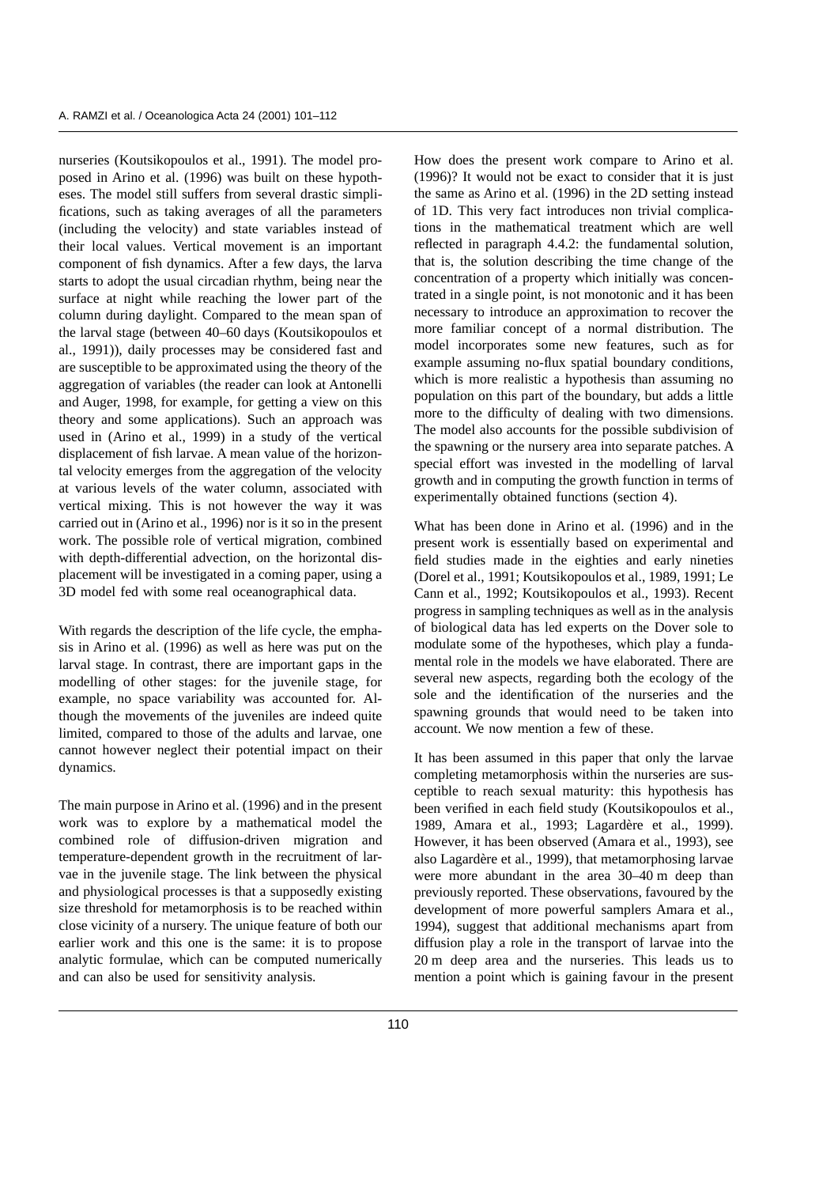nurseries (Koutsikopoulos et al., 1991). The model proposed in Arino et al. (1996) was built on these hypotheses. The model still suffers from several drastic simplifications, such as taking averages of all the parameters (including the velocity) and state variables instead of their local values. Vertical movement is an important component of fish dynamics. After a few days, the larva starts to adopt the usual circadian rhythm, being near the surface at night while reaching the lower part of the column during daylight. Compared to the mean span of the larval stage (between 40–60 days (Koutsikopoulos et al., 1991)), daily processes may be considered fast and are susceptible to be approximated using the theory of the aggregation of variables (the reader can look at Antonelli and Auger, 1998, for example, for getting a view on this theory and some applications). Such an approach was used in (Arino et al., 1999) in a study of the vertical displacement of fish larvae. A mean value of the horizontal velocity emerges from the aggregation of the velocity at various levels of the water column, associated with vertical mixing. This is not however the way it was carried out in (Arino et al., 1996) nor is it so in the present work. The possible role of vertical migration, combined with depth-differential advection, on the horizontal displacement will be investigated in a coming paper, using a 3D model fed with some real oceanographical data.

With regards the description of the life cycle, the emphasis in Arino et al. (1996) as well as here was put on the larval stage. In contrast, there are important gaps in the modelling of other stages: for the juvenile stage, for example, no space variability was accounted for. Although the movements of the juveniles are indeed quite limited, compared to those of the adults and larvae, one cannot however neglect their potential impact on their dynamics.

The main purpose in Arino et al. (1996) and in the present work was to explore by a mathematical model the combined role of diffusion-driven migration and temperature-dependent growth in the recruitment of larvae in the juvenile stage. The link between the physical and physiological processes is that a supposedly existing size threshold for metamorphosis is to be reached within close vicinity of a nursery. The unique feature of both our earlier work and this one is the same: it is to propose analytic formulae, which can be computed numerically and can also be used for sensitivity analysis.

How does the present work compare to Arino et al. (1996)? It would not be exact to consider that it is just the same as Arino et al. (1996) in the 2D setting instead of 1D. This very fact introduces non trivial complications in the mathematical treatment which are well reflected in paragraph 4.4.2: the fundamental solution, that is, the solution describing the time change of the concentration of a property which initially was concentrated in a single point, is not monotonic and it has been necessary to introduce an approximation to recover the more familiar concept of a normal distribution. The model incorporates some new features, such as for example assuming no-flux spatial boundary conditions, which is more realistic a hypothesis than assuming no population on this part of the boundary, but adds a little more to the difficulty of dealing with two dimensions. The model also accounts for the possible subdivision of the spawning or the nursery area into separate patches. A special effort was invested in the modelling of larval growth and in computing the growth function in terms of experimentally obtained functions (section 4).

What has been done in Arino et al. (1996) and in the present work is essentially based on experimental and field studies made in the eighties and early nineties (Dorel et al., 1991; Koutsikopoulos et al., 1989, 1991; Le Cann et al., 1992; Koutsikopoulos et al., 1993). Recent progress in sampling techniques as well as in the analysis of biological data has led experts on the Dover sole to modulate some of the hypotheses, which play a fundamental role in the models we have elaborated. There are several new aspects, regarding both the ecology of the sole and the identification of the nurseries and the spawning grounds that would need to be taken into account. We now mention a few of these.

It has been assumed in this paper that only the larvae completing metamorphosis within the nurseries are susceptible to reach sexual maturity: this hypothesis has been verified in each field study (Koutsikopoulos et al., 1989, Amara et al., 1993; Lagardère et al., 1999). However, it has been observed (Amara et al., 1993), see also Lagardère et al., 1999), that metamorphosing larvae were more abundant in the area 30–40 m deep than previously reported. These observations, favoured by the development of more powerful samplers Amara et al., 1994), suggest that additional mechanisms apart from diffusion play a role in the transport of larvae into the 20 m deep area and the nurseries. This leads us to mention a point which is gaining favour in the present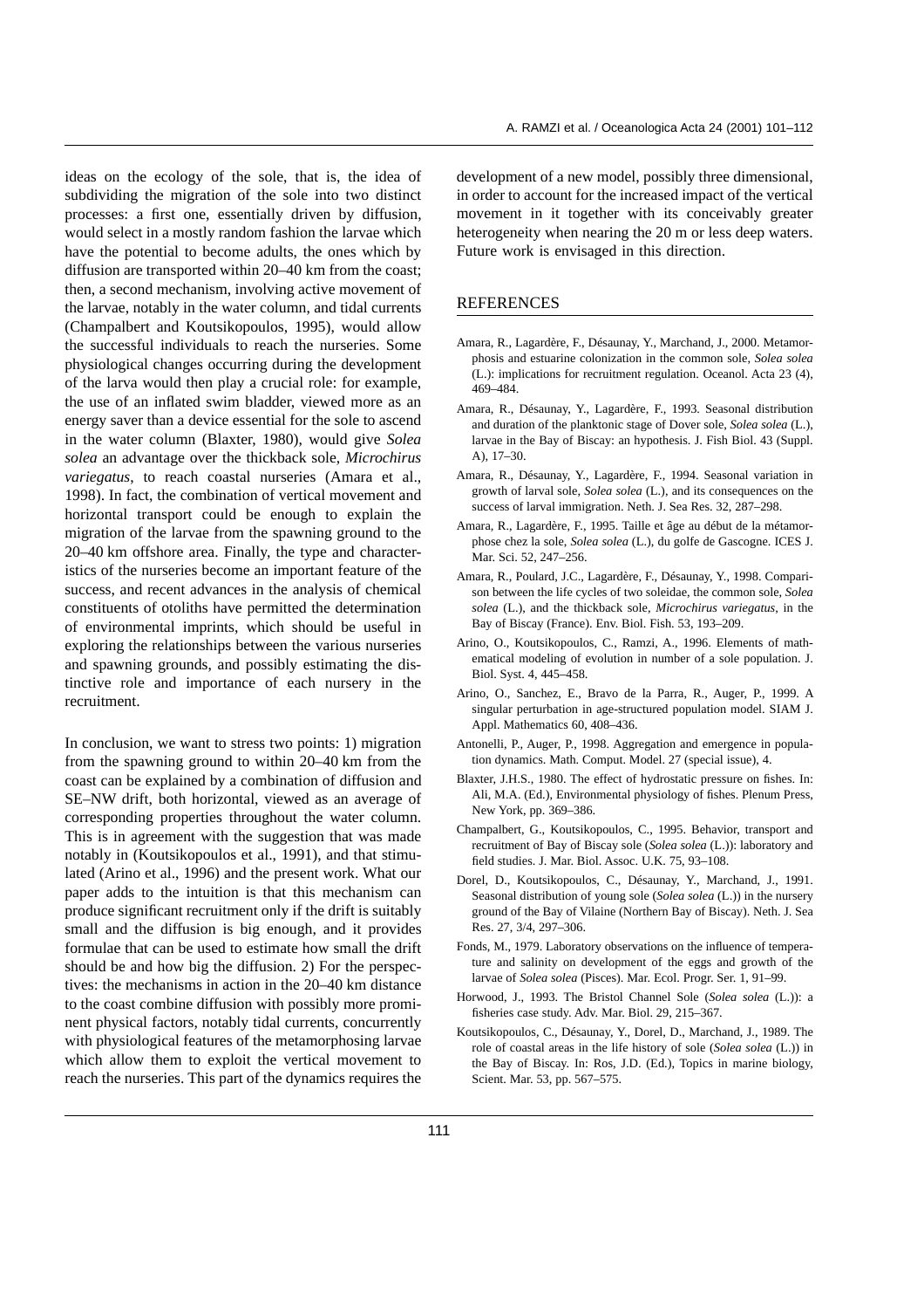ideas on the ecology of the sole, that is, the idea of subdividing the migration of the sole into two distinct processes: a first one, essentially driven by diffusion, would select in a mostly random fashion the larvae which have the potential to become adults, the ones which by diffusion are transported within 20–40 km from the coast; then, a second mechanism, involving active movement of the larvae, notably in the water column, and tidal currents (Champalbert and Koutsikopoulos, 1995), would allow the successful individuals to reach the nurseries. Some physiological changes occurring during the development of the larva would then play a crucial role: for example, the use of an inflated swim bladder, viewed more as an energy saver than a device essential for the sole to ascend in the water column (Blaxter, 1980), would give *Solea solea* an advantage over the thickback sole, *Microchirus variegatus*, to reach coastal nurseries (Amara et al., 1998). In fact, the combination of vertical movement and horizontal transport could be enough to explain the migration of the larvae from the spawning ground to the 20–40 km offshore area. Finally, the type and characteristics of the nurseries become an important feature of the success, and recent advances in the analysis of chemical constituents of otoliths have permitted the determination of environmental imprints, which should be useful in exploring the relationships between the various nurseries and spawning grounds, and possibly estimating the distinctive role and importance of each nursery in the recruitment.

In conclusion, we want to stress two points: 1) migration from the spawning ground to within 20–40 km from the coast can be explained by a combination of diffusion and SE–NW drift, both horizontal, viewed as an average of corresponding properties throughout the water column. This is in agreement with the suggestion that was made notably in (Koutsikopoulos et al., 1991), and that stimulated (Arino et al., 1996) and the present work. What our paper adds to the intuition is that this mechanism can produce significant recruitment only if the drift is suitably small and the diffusion is big enough, and it provides formulae that can be used to estimate how small the drift should be and how big the diffusion. 2) For the perspectives: the mechanisms in action in the 20–40 km distance to the coast combine diffusion with possibly more prominent physical factors, notably tidal currents, concurrently with physiological features of the metamorphosing larvae which allow them to exploit the vertical movement to reach the nurseries. This part of the dynamics requires the development of a new model, possibly three dimensional, in order to account for the increased impact of the vertical movement in it together with its conceivably greater heterogeneity when nearing the 20 m or less deep waters. Future work is envisaged in this direction.

## REFERENCES

Amara, R., Lagardère, F., Désaunay, Y., Marchand, J., 2000. Metamorphosis and estuarine colonization in the common sole, *Solea solea* (L.): implications for recruitment regulation. Oceanol. Acta 23 (4), 469–484.

Amara, R., Désaunay, Y., Lagardère, F., 1993. Seasonal distribution and duration of the planktonic stage of Dover sole, *Solea solea* (L.), larvae in the Bay of Biscay: an hypothesis. J. Fish Biol. 43 (Suppl. A), 17–30.

Amara, R., Désaunay, Y., Lagardère, F., 1994. Seasonal variation in growth of larval sole, *Solea solea* (L.), and its consequences on the success of larval immigration. Neth. J. Sea Res. 32, 287–298.

Amara, R., Lagardère, F., 1995. Taille et âge au début de la métamorphose chez la sole, *Solea solea* (L.), du golfe de Gascogne. ICES J. Mar. Sci. 52, 247–256.

Amara, R., Poulard, J.C., Lagardère, F., Désaunay, Y., 1998. Comparison between the life cycles of two soleidae, the common sole, *Solea solea* (L.), and the thickback sole, *Microchirus variegatus*, in the Bay of Biscay (France). Env. Biol. Fish. 53, 193–209.

Arino, O., Koutsikopoulos, C., Ramzi, A., 1996. Elements of mathematical modeling of evolution in number of a sole population. J. Biol. Syst. 4, 445–458.

Arino, O., Sanchez, E., Bravo de la Parra, R., Auger, P., 1999. A singular perturbation in age-structured population model. SIAM J. Appl. Mathematics 60, 408–436.

Antonelli, P., Auger, P., 1998. Aggregation and emergence in population dynamics. Math. Comput. Model. 27 (special issue), 4.

Blaxter, J.H.S., 1980. The effect of hydrostatic pressure on fishes. In: Ali, M.A. (Ed.), Environmental physiology of fishes. Plenum Press, New York, pp. 369–386.

Champalbert, G., Koutsikopoulos, C., 1995. Behavior, transport and recruitment of Bay of Biscay sole (*Solea solea* (L.)): laboratory and field studies. J. Mar. Biol. Assoc. U.K. 75, 93–108.

Dorel, D., Koutsikopoulos, C., Désaunay, Y., Marchand, J., 1991. Seasonal distribution of young sole (*Solea solea* (L.)) in the nursery ground of the Bay of Vilaine (Northern Bay of Biscay). Neth. J. Sea Res. 27, 3/4, 297–306.

Fonds, M., 1979. Laboratory observations on the influence of temperature and salinity on development of the eggs and growth of the larvae of *Solea solea* (Pisces). Mar. Ecol. Progr. Ser. 1, 91–99.

Horwood, J., 1993. The Bristol Channel Sole (*Solea solea* (L.)): a fisheries case study. Adv. Mar. Biol. 29, 215–367.

Koutsikopoulos, C., Désaunay, Y., Dorel, D., Marchand, J., 1989. The role of coastal areas in the life history of sole (*Solea solea* (L.)) in the Bay of Biscay. In: Ros, J.D. (Ed.), Topics in marine biology, Scient. Mar. 53, pp. 567–575.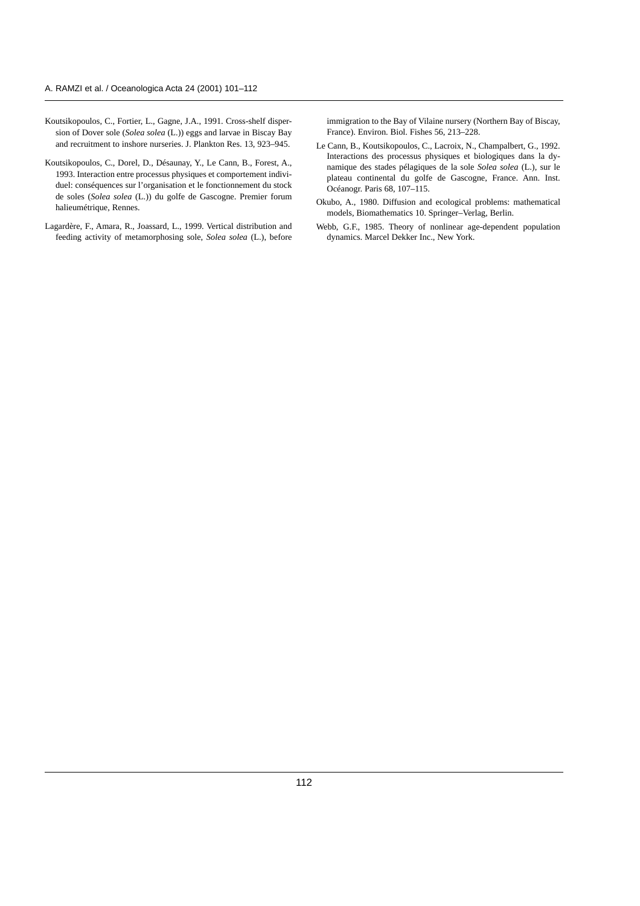Koutsikopoulos, C., Fortier, L., Gagne, J.A., 1991. Cross-shelf dispersion of Dover sole (*Solea solea* (L.)) eggs and larvae in Biscay Bay and recruitment to inshore nurseries. J. Plankton Res. 13, 923–945.

Koutsikopoulos, C., Dorel, D., Désaunay, Y., Le Cann, B., Forest, A., 1993. Interaction entre processus physiques et comportement individuel: conséquences sur l'organisation et le fonctionnement du stock de soles (*Solea solea* (L.)) du golfe de Gascogne. Premier forum halieumétrique, Rennes.

Lagardère, F., Amara, R., Joassard, L., 1999. Vertical distribution and feeding activity of metamorphosing sole, *Solea solea* (L.), before immigration to the Bay of Vilaine nursery (Northern Bay of Biscay, France). Environ. Biol. Fishes 56, 213–228.

Le Cann, B., Koutsikopoulos, C., Lacroix, N., Champalbert, G., 1992. Interactions des processus physiques et biologiques dans la dynamique des stades pélagiques de la sole *Solea solea* (L.), sur le plateau continental du golfe de Gascogne, France. Ann. Inst. Océanogr. Paris 68, 107–115.

Okubo, A., 1980. Diffusion and ecological problems: mathematical models, Biomathematics 10. Springer–Verlag, Berlin.

Webb, G.F., 1985. Theory of nonlinear age-dependent population dynamics. Marcel Dekker Inc., New York.